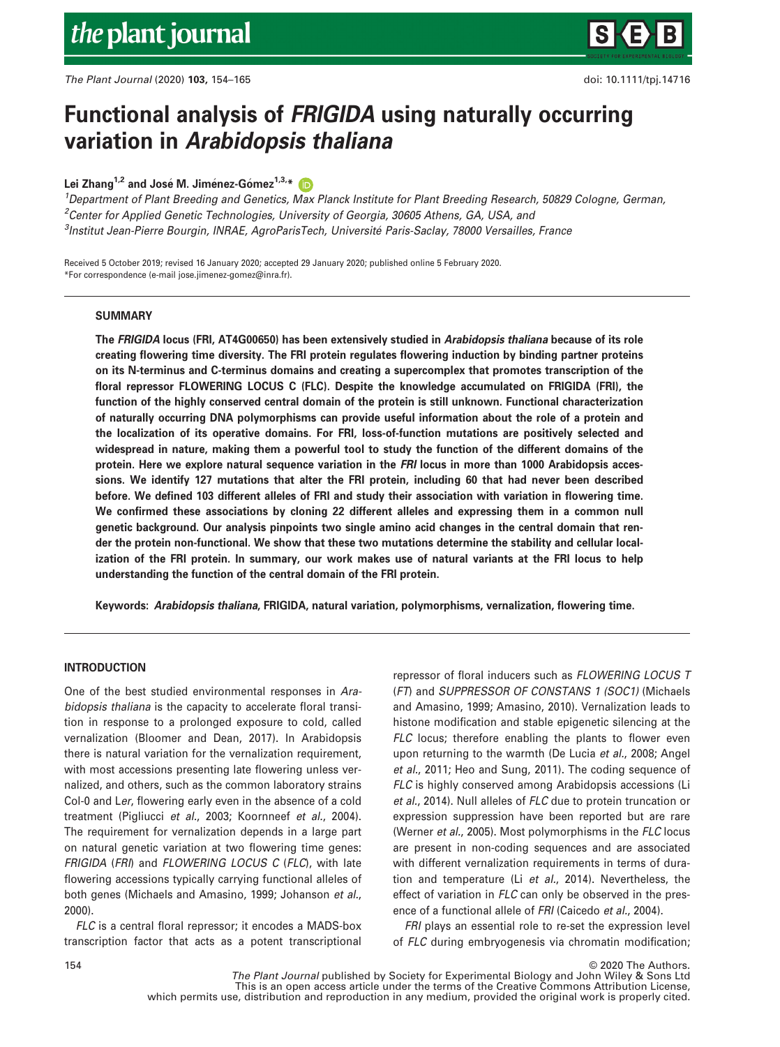# Functional analysis of *FRIGIDA* using naturally occurring variation in *Arabidopsis thaliana*

**Lei Zhang[1,2] and José M. Jiménez-Gómez[1,3,*]**

[1]Department of Plant Breeding and Genetics, Max Planck Institute for Plant Breeding Research, 50829 Cologne, German,
[2]Center for Applied Genetic Technologies, University of Georgia, 30605 Athens, GA, USA, and
[3]Institut Jean-Pierre Bourgin, INRAE, AgroParisTech, Université Paris-Saclay, 78000 Versailles, France

Received 5 October 2019; revised 16 January 2020; accepted 29 January 2020; published online 5 February 2020.
*For correspondence (e-mail jose.jimenez-gomez@inra.fr).

## SUMMARY

**The *FRIGIDA* locus (FRI, AT4G00650) has been extensively studied in *Arabidopsis thaliana* because of its role creating flowering time diversity. The FRI protein regulates flowering induction by binding partner proteins on its N-terminus and C-terminus domains and creating a supercomplex that promotes transcription of the floral repressor FLOWERING LOCUS C (FLC). Despite the knowledge accumulated on FRIGIDA (FRI), the function of the highly conserved central domain of the protein is still unknown. Functional characterization of naturally occurring DNA polymorphisms can provide useful information about the role of a protein and the localization of its operative domains. For FRI, loss-of-function mutations are positively selected and widespread in nature, making them a powerful tool to study the function of the different domains of the protein. Here we explore natural sequence variation in the *FRI* locus in more than 1000 Arabidopsis accessions. We identify 127 mutations that alter the FRI protein, including 60 that had never been described before. We defined 103 different alleles of FRI and study their association with variation in flowering time. We confirmed these associations by cloning 22 different alleles and expressing them in a common null genetic background. Our analysis pinpoints two single amino acid changes in the central domain that render the protein non-functional. We show that these two mutations determine the stability and cellular localization of the FRI protein. In summary, our work makes use of natural variants at the FRI locus to help understanding the function of the central domain of the FRI protein.**

**Keywords: *Arabidopsis thaliana*, FRIGIDA, natural variation, polymorphisms, vernalization, flowering time.**

## INTRODUCTION

One of the best studied environmental responses in *Arabidopsis thaliana* is the capacity to accelerate floral transition in response to a prolonged exposure to cold, called vernalization (Bloomer and Dean, 2017). In Arabidopsis there is natural variation for the vernalization requirement, with most accessions presenting late flowering unless vernalized, and others, such as the common laboratory strains Col-0 and L*er*, flowering early even in the absence of a cold treatment (Pigliucci *et al*., 2003; Koornneef *et al*., 2004). The requirement for vernalization depends in a large part on natural genetic variation at two flowering time genes: *FRIGIDA* (*FRI*) and *FLOWERING LOCUS C* (*FLC*), with late flowering accessions typically carrying functional alleles of both genes (Michaels and Amasino, 1999; Johanson *et al*., 2000).

*FLC* is a central floral repressor; it encodes a MADS-box transcription factor that acts as a potent transcriptional repressor of floral inducers such as *FLOWERING LOCUS T* (*FT*) and *SUPPRESSOR OF CONSTANS 1 (SOC1)* (Michaels and Amasino, 1999; Amasino, 2010). Vernalization leads to histone modification and stable epigenetic silencing at the *FLC* locus; therefore enabling the plants to flower even upon returning to the warmth (De Lucia *et al*., 2008; Angel *et al*., 2011; Heo and Sung, 2011). The coding sequence of *FLC* is highly conserved among Arabidopsis accessions (Li *et al*., 2014). Null alleles of *FLC* due to protein truncation or expression suppression have been reported but are rare (Werner *et al*., 2005). Most polymorphisms in the *FLC* locus are present in non-coding sequences and are associated with different vernalization requirements in terms of duration and temperature (Li *et al*., 2014). Nevertheless, the effect of variation in *FLC* can only be observed in the presence of a functional allele of *FRI* (Caicedo *et al*., 2004).

*FRI* plays an essential role to re-set the expression level of *FLC* during embryogenesis via chromatin modification;

© 2020 The Authors.
*The Plant Journal* published by Society for Experimental Biology and John Wiley & Sons Ltd
This is an open access article under the terms of the Creative Commons Attribution License, which permits use, distribution and reproduction in any medium, provided the original work is properly cited.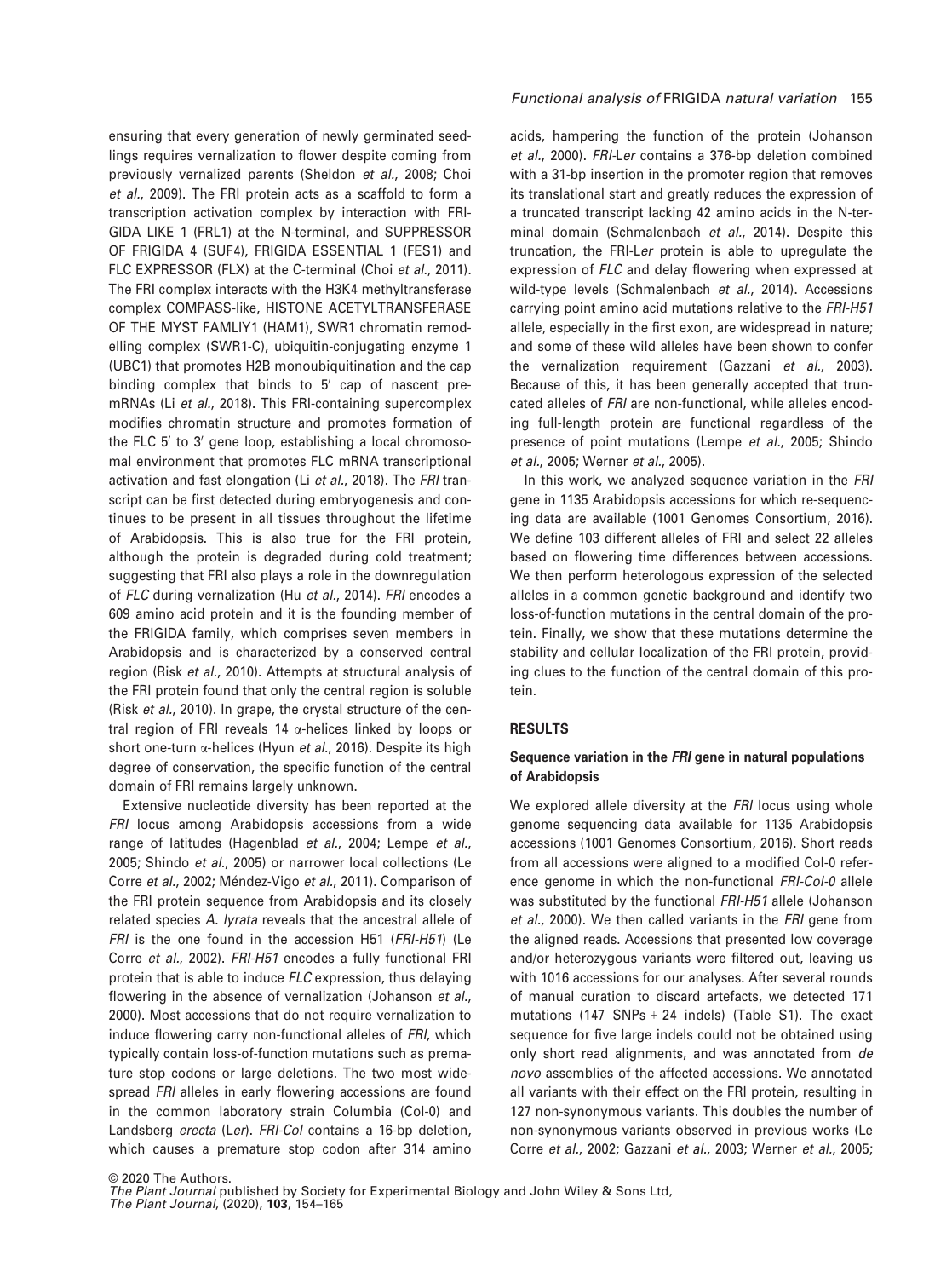ensuring that every generation of newly germinated seedlings requires vernalization to flower despite coming from previously vernalized parents (Sheldon *et al.*, 2008; Choi *et al.*, 2009). The FRI protein acts as a scaffold to form a transcription activation complex by interaction with FRIGIDA LIKE 1 (FRL1) at the N-terminal, and SUPPRESSOR OF FRIGIDA 4 (SUF4), FRIGIDA ESSENTIAL 1 (FES1) and FLC EXPRESSOR (FLX) at the C-terminal (Choi *et al.*, 2011). The FRI complex interacts with the H3K4 methyltransferase complex COMPASS-like, HISTONE ACETYLTRANSFERASE OF THE MYST FAMLIY1 (HAM1), SWR1 chromatin remodelling complex (SWR1-C), ubiquitin-conjugating enzyme 1 (UBC1) that promotes H2B monoubiquitination and the cap binding complex that binds to 5′ cap of nascent pre-mRNAs (Li *et al.*, 2018). This FRI-containing supercomplex modifies chromatin structure and promotes formation of the FLC 5′ to 3′ gene loop, establishing a local chromosomal environment that promotes FLC mRNA transcriptional activation and fast elongation (Li *et al.*, 2018). The *FRI* transcript can be first detected during embryogenesis and continues to be present in all tissues throughout the lifetime of Arabidopsis. This is also true for the FRI protein, although the protein is degraded during cold treatment; suggesting that FRI also plays a role in the downregulation of *FLC* during vernalization (Hu *et al.*, 2014). *FRI* encodes a 609 amino acid protein and it is the founding member of the FRIGIDA family, which comprises seven members in Arabidopsis and is characterized by a conserved central region (Risk *et al.*, 2010). Attempts at structural analysis of the FRI protein found that only the central region is soluble (Risk *et al.*, 2010). In grape, the crystal structure of the central region of FRI reveals 14 α-helices linked by loops or short one-turn α-helices (Hyun *et al.*, 2016). Despite its high degree of conservation, the specific function of the central domain of FRI remains largely unknown.

Extensive nucleotide diversity has been reported at the *FRI* locus among Arabidopsis accessions from a wide range of latitudes (Hagenblad *et al.*, 2004; Lempe *et al.*, 2005; Shindo *et al.*, 2005) or narrower local collections (Le Corre *et al.*, 2002; Méndez-Vigo *et al.*, 2011). Comparison of the FRI protein sequence from Arabidopsis and its closely related species *A. lyrata* reveals that the ancestral allele of *FRI* is the one found in the accession H51 (*FRI-H51*) (Le Corre *et al.*, 2002). *FRI-H51* encodes a fully functional FRI protein that is able to induce *FLC* expression, thus delaying flowering in the absence of vernalization (Johanson *et al.*, 2000). Most accessions that do not require vernalization to induce flowering carry non-functional alleles of *FRI*, which typically contain loss-of-function mutations such as premature stop codons or large deletions. The two most widespread *FRI* alleles in early flowering accessions are found in the common laboratory strain Columbia (Col-0) and Landsberg *erecta* (Ler). *FRI-Col* contains a 16-bp deletion, which causes a premature stop codon after 314 amino acids, hampering the function of the protein (Johanson *et al.*, 2000). *FRI-Ler* contains a 376-bp deletion combined with a 31-bp insertion in the promoter region that removes its translational start and greatly reduces the expression of a truncated transcript lacking 42 amino acids in the N-terminal domain (Schmalenbach *et al.*, 2014). Despite this truncation, the FRI-L*er* protein is able to upregulate the expression of *FLC* and delay flowering when expressed at wild-type levels (Schmalenbach *et al.*, 2014). Accessions carrying point amino acid mutations relative to the *FRI-H51* allele, especially in the first exon, are widespread in nature; and some of these wild alleles have been shown to confer the vernalization requirement (Gazzani *et al.*, 2003). Because of this, it has been generally accepted that truncated alleles of *FRI* are non-functional, while alleles encoding full-length protein are functional regardless of the presence of point mutations (Lempe *et al.*, 2005; Shindo *et al.*, 2005; Werner *et al.*, 2005).

In this work, we analyzed sequence variation in the *FRI* gene in 1135 Arabidopsis accessions for which re-sequencing data are available (1001 Genomes Consortium, 2016). We define 103 different alleles of FRI and select 22 alleles based on flowering time differences between accessions. We then perform heterologous expression of the selected alleles in a common genetic background and identify two loss-of-function mutations in the central domain of the protein. Finally, we show that these mutations determine the stability and cellular localization of the FRI protein, providing clues to the function of the central domain of this protein.

## RESULTS

### Sequence variation in the *FRI* gene in natural populations of Arabidopsis

We explored allele diversity at the *FRI* locus using whole genome sequencing data available for 1135 Arabidopsis accessions (1001 Genomes Consortium, 2016). Short reads from all accessions were aligned to a modified Col-0 reference genome in which the non-functional *FRI-Col-0* allele was substituted by the functional *FRI-H51* allele (Johanson *et al.*, 2000). We then called variants in the *FRI* gene from the aligned reads. Accessions that presented low coverage and/or heterozygous variants were filtered out, leaving us with 1016 accessions for our analyses. After several rounds of manual curation to discard artefacts, we detected 171 mutations (147 SNPs + 24 indels) (Table S1). The exact sequence for five large indels could not be obtained using only short read alignments, and was annotated from *de novo* assemblies of the affected accessions. We annotated all variants with their effect on the FRI protein, resulting in 127 non-synonymous variants. This doubles the number of non-synonymous variants observed in previous works (Le Corre *et al.*, 2002; Gazzani *et al.*, 2003; Werner *et al.*, 2005;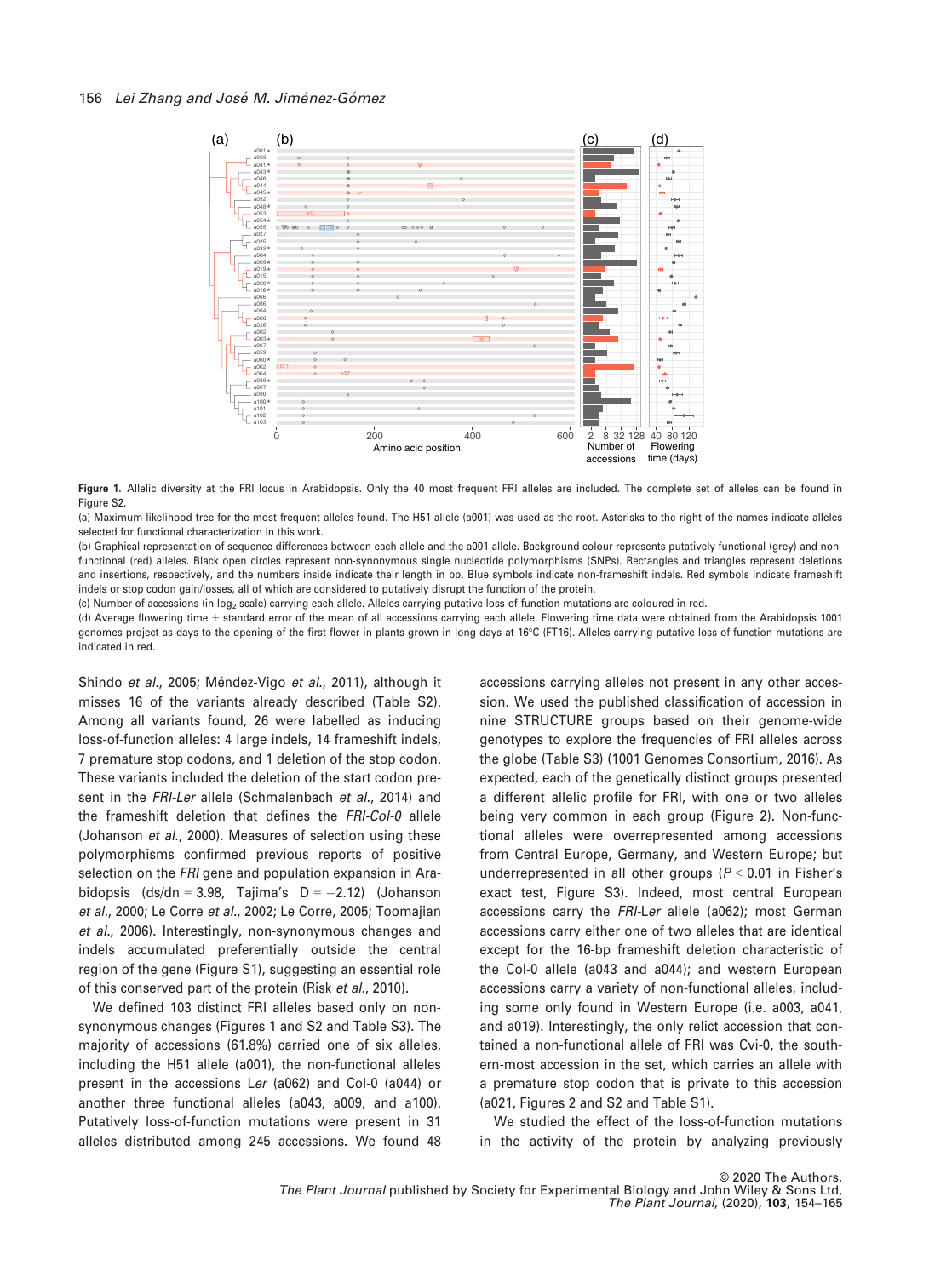**Figure 1.** Allelic diversity at the FRI locus in Arabidopsis. Only the 40 most frequent FRI alleles are included. The complete set of alleles can be found in Figure S2.

(a) Maximum likelihood tree for the most frequent alleles found. The H51 allele (a001) was used as the root. Asterisks to the right of the names indicate alleles selected for functional characterization in this work.

(b) Graphical representation of sequence differences between each allele and the a001 allele. Background colour represents putatively functional (grey) and non-functional (red) alleles. Black open circles represent non-synonymous single nucleotide polymorphisms (SNPs). Rectangles and triangles represent deletions and insertions, respectively, and the numbers inside indicate their length in bp. Blue symbols indicate non-frameshift indels. Red symbols indicate frameshift indels or stop codon gain/losses, all of which are considered to putatively disrupt the function of the protein.

(c) Number of accessions (in $\log_2$ scale) carrying each allele. Alleles carrying putative loss-of-function mutations are coloured in red.

(d) Average flowering time ± standard error of the mean of all accessions carrying each allele. Flowering time data were obtained from the Arabidopsis 1001 genomes project as days to the opening of the first flower in plants grown in long days at 16°C (FT16). Alleles carrying putative loss-of-function mutations are indicated in red.

Shindo *et al.*, 2005; Méndez-Vigo *et al.*, 2011), although it misses 16 of the variants already described (Table S2). Among all variants found, 26 were labelled as inducing loss-of-function alleles: 4 large indels, 14 frameshift indels, 7 premature stop codons, and 1 deletion of the stop codon. These variants included the deletion of the start codon present in the *FRI-Ler* allele (Schmalenbach *et al.*, 2014) and the frameshift deletion that defines the *FRI-Col-0* allele (Johanson *et al.*, 2000). Measures of selection using these polymorphisms confirmed previous reports of positive selection on the *FRI* gene and population expansion in Arabidopsis (ds/dn = 3.98, Tajima's D = −2.12) (Johanson *et al.*, 2000; Le Corre *et al.*, 2002; Le Corre, 2005; Toomajian *et al.*, 2006). Interestingly, non-synonymous changes and indels accumulated preferentially outside the central region of the gene (Figure S1), suggesting an essential role of this conserved part of the protein (Risk *et al.*, 2010).

We defined 103 distinct FRI alleles based only on non-synonymous changes (Figures 1 and S2 and Table S3). The majority of accessions (61.8%) carried one of six alleles, including the H51 allele (a001), the non-functional alleles present in the accessions Ler (a062) and Col-0 (a044) or another three functional alleles (a043, a009, and a100). Putatively loss-of-function mutations were present in 31 alleles distributed among 245 accessions. We found 48 accessions carrying alleles not present in any other accession. We used the published classification of accession in nine STRUCTURE groups based on their genome-wide genotypes to explore the frequencies of FRI alleles across the globe (Table S3) (1001 Genomes Consortium, 2016). As expected, each of the genetically distinct groups presented a different allelic profile for FRI, with one or two alleles being very common in each group (Figure 2). Non-functional alleles were overrepresented among accessions from Central Europe, Germany, and Western Europe; but underrepresented in all other groups ($P < 0.01$ in Fisher's exact test, Figure S3). Indeed, most central European accessions carry the *FRI-Ler* allele (a062); most German accessions carry either one of two alleles that are identical except for the 16-bp frameshift deletion characteristic of the Col-0 allele (a043 and a044); and western European accessions carry a variety of non-functional alleles, including some only found in Western Europe (i.e. a003, a041, and a019). Interestingly, the only relict accession that contained a non-functional allele of FRI was Cvi-0, the southern-most accession in the set, which carries an allele with a premature stop codon that is private to this accession (a021, Figures 2 and S2 and Table S1).

We studied the effect of the loss-of-function mutations in the activity of the protein by analyzing previously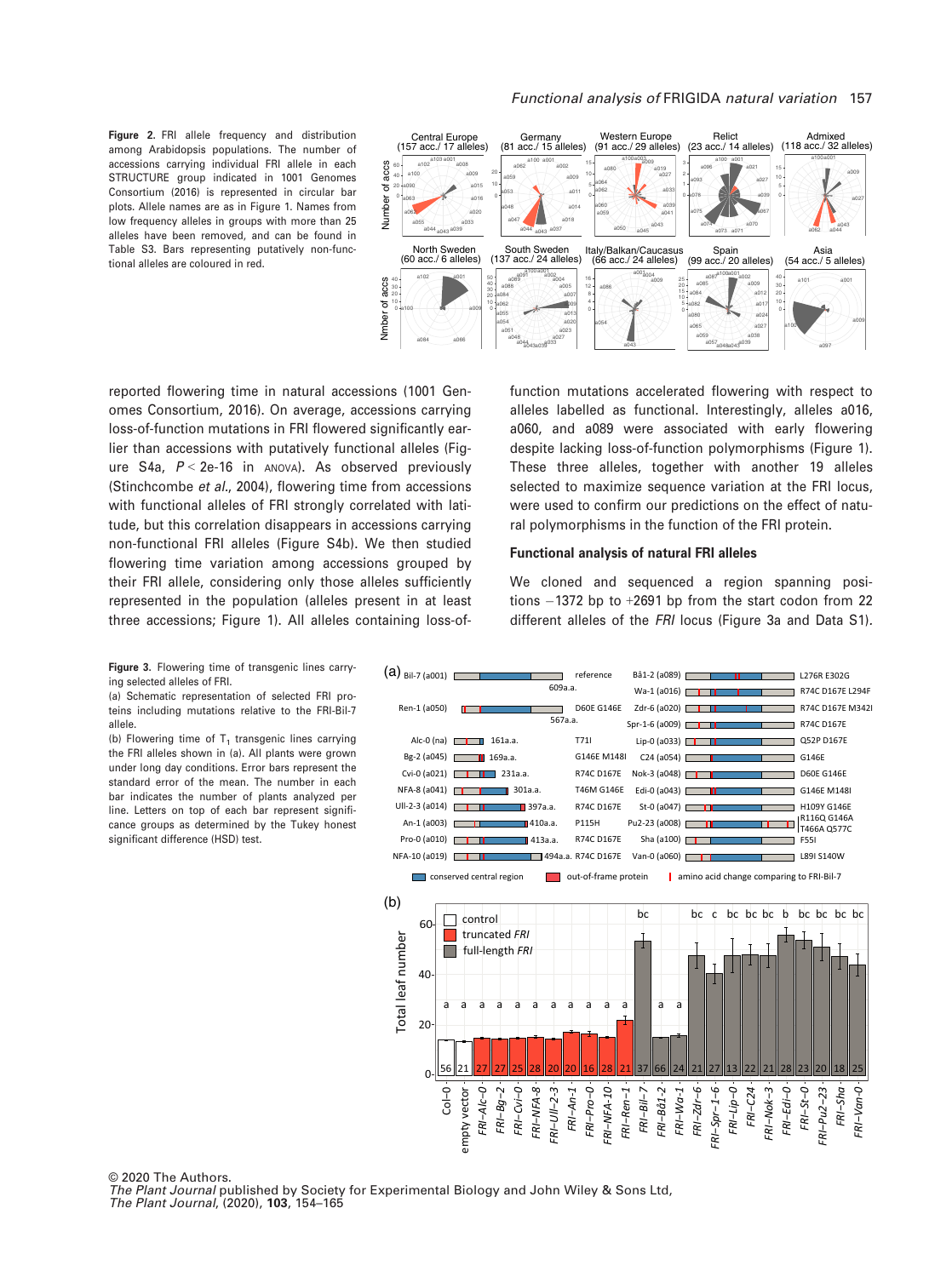**Figure 2.** FRI allele frequency and distribution among Arabidopsis populations. The number of accessions carrying individual FRI allele in each STRUCTURE group indicated in 1001 Genomes Consortium (2016) is represented in circular bar plots. Allele names are as in Figure 1. Names from low frequency alleles in groups with more than 25 alleles have been removed, and can be found in Table S3. Bars representing putatively non-functional alleles are coloured in red.

reported flowering time in natural accessions (1001 Genomes Consortium, 2016). On average, accessions carrying loss-of-function mutations in FRI flowered significantly earlier than accessions with putatively functional alleles (Figure S4a, $P < 2e\text{-}16$ in ANOVA). As observed previously (Stinchcombe *et al.*, 2004), flowering time from accessions with functional alleles of FRI strongly correlated with latitude, but this correlation disappears in accessions carrying non-functional FRI alleles (Figure S4b). We then studied flowering time variation among accessions grouped by their FRI allele, considering only those alleles sufficiently represented in the population (alleles present in at least three accessions; Figure 1). All alleles containing loss-of-function mutations accelerated flowering with respect to alleles labelled as functional. Interestingly, alleles a016, a060, and a089 were associated with early flowering despite lacking loss-of-function polymorphisms (Figure 1). These three alleles, together with another 19 alleles selected to maximize sequence variation at the FRI locus, were used to confirm our predictions on the effect of natural polymorphisms in the function of the FRI protein.

## Functional analysis of natural FRI alleles

We cloned and sequenced a region spanning positions −1372 bp to +2691 bp from the start codon from 22 different alleles of the *FRI* locus (Figure 3a and Data S1).

**Figure 3.** Flowering time of transgenic lines carrying selected alleles of FRI.

(a) Schematic representation of selected FRI proteins including mutations relative to the FRI-Bil-7 allele.

(b) Flowering time of $T_1$ transgenic lines carrying the FRI alleles shown in (a). All plants were grown under long day conditions. Error bars represent the standard error of the mean. The number in each bar indicates the number of plants analyzed per line. Letters on top of each bar represent significance groups as determined by the Tukey honest significant difference (HSD) test.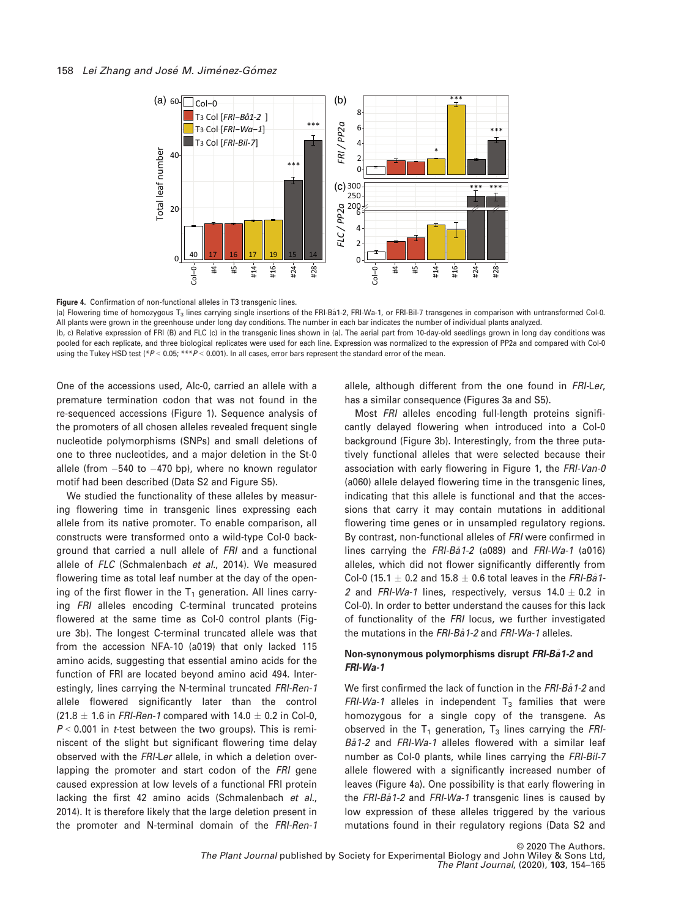**Figure 4.** Confirmation of non-functional alleles in T3 transgenic lines.

(a) Flowering time of homozygous $T_3$ lines carrying single insertions of the FRI-Bå1-2, FRI-Wa-1, or FRI-Bil-7 transgenes in comparison with untransformed Col-0. All plants were grown in the greenhouse under long day conditions. The number in each bar indicates the number of individual plants analyzed.

(b, c) Relative expression of FRI (B) and FLC (c) in the transgenic lines shown in (a). The aerial part from 10-day-old seedlings grown in long day conditions was pooled for each replicate, and three biological replicates were used for each line. Expression was normalized to the expression of PP2a and compared with Col-0 using the Tukey HSD test (* $P < 0.05$; *** $P < 0.001$). In all cases, error bars represent the standard error of the mean.

One of the accessions used, Alc-0, carried an allele with a premature termination codon that was not found in the re-sequenced accessions (Figure 1). Sequence analysis of the promoters of all chosen alleles revealed frequent single nucleotide polymorphisms (SNPs) and small deletions of one to three nucleotides, and a major deletion in the St-0 allele (from −540 to −470 bp), where no known regulator motif had been described (Data S2 and Figure S5).

We studied the functionality of these alleles by measuring flowering time in transgenic lines expressing each allele from its native promoter. To enable comparison, all constructs were transformed onto a wild-type Col-0 background that carried a null allele of *FRI* and a functional allele of *FLC* (Schmalenbach *et al*., 2014). We measured flowering time as total leaf number at the day of the opening of the first flower in the $T_1$ generation. All lines carrying *FRI* alleles encoding C-terminal truncated proteins flowered at the same time as Col-0 control plants (Figure 3b). The longest C-terminal truncated allele was that from the accession NFA-10 (a019) that only lacked 115 amino acids, suggesting that essential amino acids for the function of FRI are located beyond amino acid 494. Interestingly, lines carrying the N-terminal truncated *FRI-Ren-1* allele flowered significantly later than the control (21.8 ± 1.6 in *FRI-Ren-1* compared with 14.0 ± 0.2 in Col-0, $P < 0.001$ in *t*-test between the two groups). This is reminiscent of the slight but significant flowering time delay observed with the *FRI*-L*er* allele, in which a deletion overlapping the promoter and start codon of the *FRI* gene caused expression at low levels of a functional FRI protein lacking the first 42 amino acids (Schmalenbach *et al*., 2014). It is therefore likely that the large deletion present in the promoter and N-terminal domain of the *FRI-Ren-1* allele, although different from the one found in *FRI*-L*er*, has a similar consequence (Figures 3a and S5).

Most *FRI* alleles encoding full-length proteins significantly delayed flowering when introduced into a Col-0 background (Figure 3b). Interestingly, from the three putatively functional alleles that were selected because their association with early flowering in Figure 1, the *FRI-Van-0* (a060) allele delayed flowering time in the transgenic lines, indicating that this allele is functional and that the accessions that carry it may contain mutations in additional flowering time genes or in unsampled regulatory regions. By contrast, non-functional alleles of *FRI* were confirmed in lines carrying the *FRI-Bå1-2* (a089) and *FRI-Wa-1* (a016) alleles, which did not flower significantly differently from Col-0 (15.1 ± 0.2 and 15.8 ± 0.6 total leaves in the *FRI-Bå1-2* and *FRI-Wa-1* lines, respectively, versus 14.0 ± 0.2 in Col-0). In order to better understand the causes for this lack of functionality of the *FRI* locus, we further investigated the mutations in the *FRI-Bå1-2* and *FRI-Wa-1* alleles.

### Non-synonymous polymorphisms disrupt *FRI-Bå1-2* and *FRI-Wa-1*

We first confirmed the lack of function in the *FRI-Bå1-2* and *FRI-Wa-1* alleles in independent $T_3$ families that were homozygous for a single copy of the transgene. As observed in the $T_1$ generation, $T_3$ lines carrying the *FRI-Bå1-2* and *FRI-Wa-1* alleles flowered with a similar leaf number as Col-0 plants, while lines carrying the *FRI-Bil-7* allele flowered with a significantly increased number of leaves (Figure 4a). One possibility is that early flowering in the *FRI-Bå1-2* and *FRI-Wa-1* transgenic lines is caused by low expression of these alleles triggered by the various mutations found in their regulatory regions (Data S2 and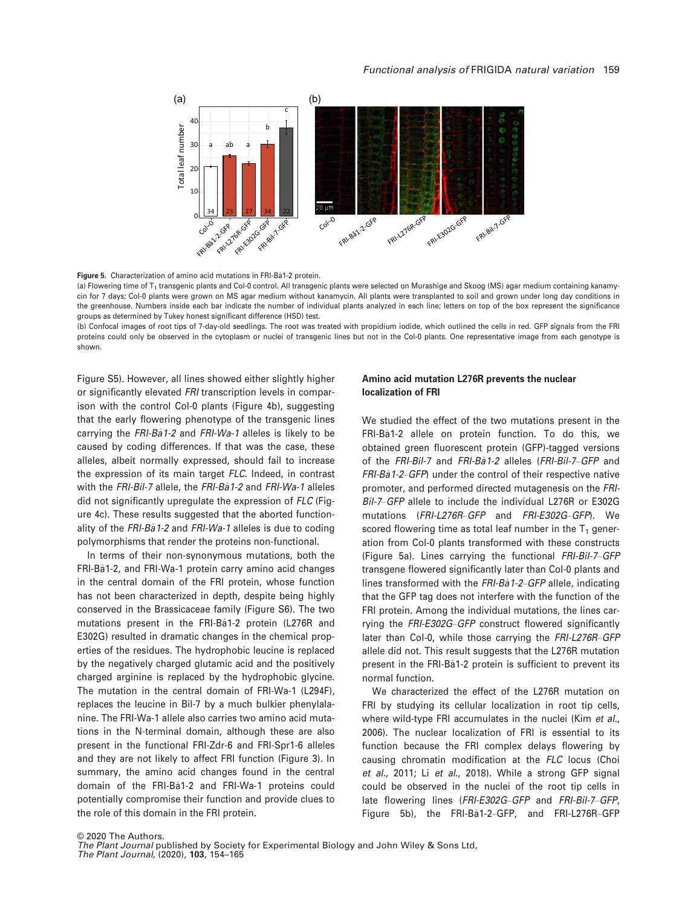Figure 5. Characterization of amino acid mutations in FRI-Bå1-2 protein.

(a) Flowering time of $T_1$ transgenic plants and Col-0 control. All transgenic plants were selected on Murashige and Skoog (MS) agar medium containing kanamycin for 7 days; Col-0 plants were grown on MS agar medium without kanamycin. All plants were transplanted to soil and grown under long day conditions in the greenhouse. Numbers inside each bar indicate the number of individual plants analyzed in each line; letters on top of the box represent the significance groups as determined by Tukey honest significant difference (HSD) test.

(b) Confocal images of root tips of 7-day-old seedlings. The root was treated with propidium iodide, which outlined the cells in red. GFP signals from the FRI proteins could only be observed in the cytoplasm or nuclei of transgenic lines but not in the Col-0 plants. One representative image from each genotype is shown.

Figure S5). However, all lines showed either slightly higher or significantly elevated *FRI* transcription levels in comparison with the control Col-0 plants (Figure 4b), suggesting that the early flowering phenotype of the transgenic lines carrying the *FRI-Bå1-2* and *FRI-Wa-1* alleles is likely to be caused by coding differences. If that was the case, these alleles, albeit normally expressed, should fail to increase the expression of its main target *FLC*. Indeed, in contrast with the *FRI-Bil-7* allele, the *FRI-Bå1-2* and *FRI-Wa-1* alleles did not significantly upregulate the expression of *FLC* (Figure 4c). These results suggested that the aborted functionality of the *FRI-Bå1-2* and *FRI-Wa-1* alleles is due to coding polymorphisms that render the proteins non-functional.

In terms of their non-synonymous mutations, both the FRI-Bå1-2, and FRI-Wa-1 protein carry amino acid changes in the central domain of the FRI protein, whose function has not been characterized in depth, despite being highly conserved in the Brassicaceae family (Figure S6). The two mutations present in the FRI-Bå1-2 protein (L276R and E302G) resulted in dramatic changes in the chemical properties of the residues. The hydrophobic leucine is replaced by the negatively charged glutamic acid and the positively charged arginine is replaced by the hydrophobic glycine. The mutation in the central domain of FRI-Wa-1 (L294F), replaces the leucine in Bil-7 by a much bulkier phenylalanine. The FRI-Wa-1 allele also carries two amino acid mutations in the N-terminal domain, although these are also present in the functional FRI-Zdr-6 and FRI-Spr1-6 alleles and they are not likely to affect FRI function (Figure 3). In summary, the amino acid changes found in the central domain of the FRI-Bå1-2 and FRI-Wa-1 proteins could potentially compromise their function and provide clues to the role of this domain in the FRI protein.

### Amino acid mutation L276R prevents the nuclear localization of FRI

We studied the effect of the two mutations present in the FRI-Bå1-2 allele on protein function. To do this, we obtained green fluorescent protein (GFP)-tagged versions of the *FRI-Bil-7* and *FRI-Bå1-2* alleles (*FRI-Bil-7–GFP* and *FRI-Bå1-2–GFP*) under the control of their respective native promoter, and performed directed mutagenesis on the *FRI-Bil-7–GFP* allele to include the individual L276R or E302G mutations (*FRI-L276R–GFP* and *FRI-E302G–GFP*). We scored flowering time as total leaf number in the $T_1$ generation from Col-0 plants transformed with these constructs (Figure 5a). Lines carrying the functional *FRI-Bil-7–GFP* transgene flowered significantly later than Col-0 plants and lines transformed with the *FRI-Bå1-2–GFP* allele, indicating that the GFP tag does not interfere with the function of the FRI protein. Among the individual mutations, the lines carrying the *FRI-E302G–GFP* construct flowered significantly later than Col-0, while those carrying the *FRI-L276R–GFP* allele did not. This result suggests that the L276R mutation present in the FRI-Bå1-2 protein is sufficient to prevent its normal function.

We characterized the effect of the L276R mutation on FRI by studying its cellular localization in root tip cells, where wild-type FRI accumulates in the nuclei (Kim *et al.*, 2006). The nuclear localization of FRI is essential to its function because the FRI complex delays flowering by causing chromatin modification at the *FLC* locus (Choi *et al.*, 2011; Li *et al.*, 2018). While a strong GFP signal could be observed in the nuclei of the root tip cells in late flowering lines (*FRI-E302G–GFP* and *FRI-Bil-7–GFP*, Figure 5b), the FRI-Bå1-2–GFP, and FRI-L276R–GFP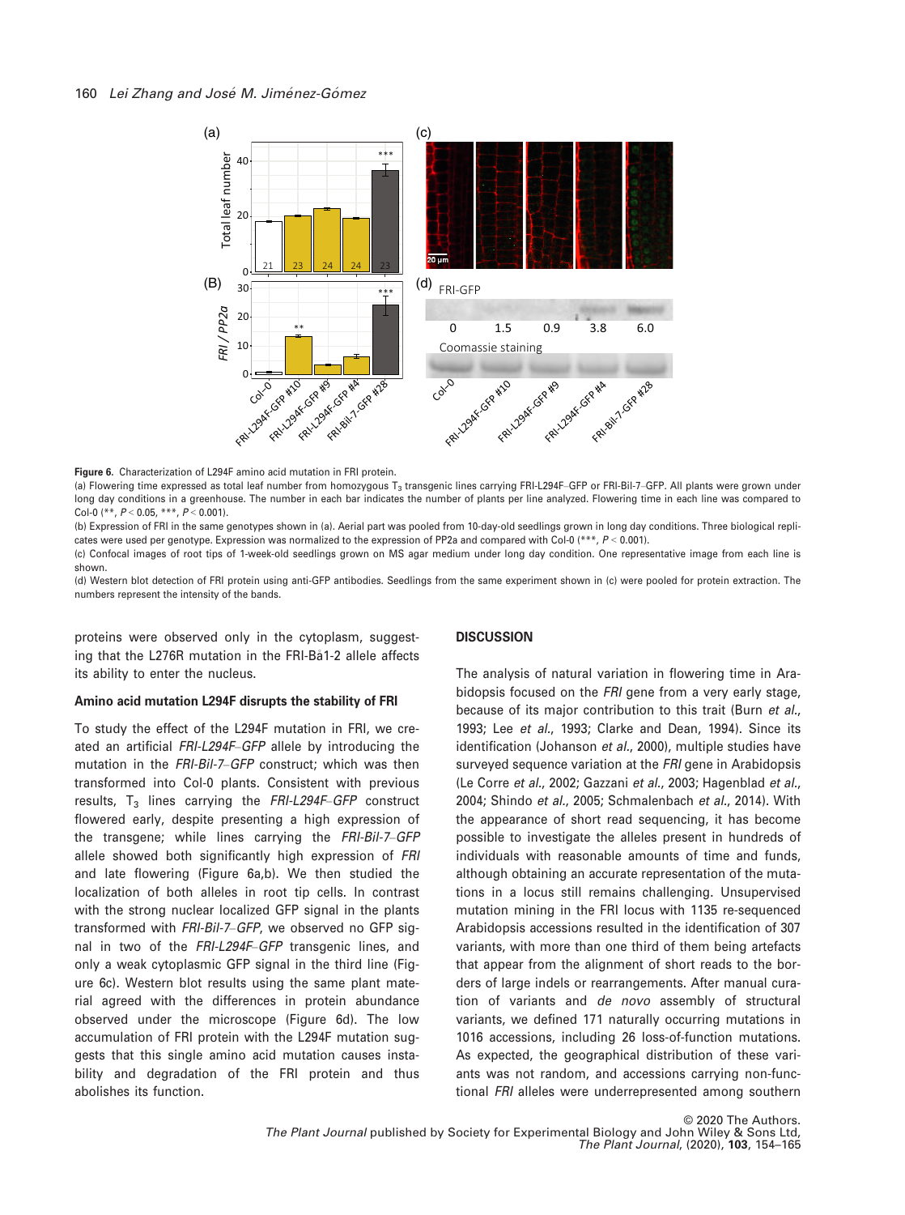**Figure 6.** Characterization of L294F amino acid mutation in FRI protein.

(a) Flowering time expressed as total leaf number from homozygous $T_3$ transgenic lines carrying FRI-L294F–GFP or FRI-Bil-7–GFP. All plants were grown under long day conditions in a greenhouse. The number in each bar indicates the number of plants per line analyzed. Flowering time in each line was compared to Col-0 (**, $P < 0.05$, ***, $P < 0.001$).

(b) Expression of FRI in the same genotypes shown in (a). Aerial part was pooled from 10-day-old seedlings grown in long day conditions. Three biological replicates were used per genotype. Expression was normalized to the expression of PP2a and compared with Col-0 (***, $P < 0.001$).

(c) Confocal images of root tips of 1-week-old seedlings grown on MS agar medium under long day condition. One representative image from each line is shown.

(d) Western blot detection of FRI protein using anti-GFP antibodies. Seedlings from the same experiment shown in (c) were pooled for protein extraction. The numbers represent the intensity of the bands.

proteins were observed only in the cytoplasm, suggesting that the L276R mutation in the FRI-Bå1-2 allele affects its ability to enter the nucleus.

### Amino acid mutation L294F disrupts the stability of FRI

To study the effect of the L294F mutation in FRI, we created an artificial *FRI-L294F–GFP* allele by introducing the mutation in the *FRI-Bil-7–GFP* construct; which was then transformed into Col-0 plants. Consistent with previous results, $T_3$ lines carrying the *FRI-L294F–GFP* construct flowered early, despite presenting a high expression of the transgene; while lines carrying the *FRI-Bil-7–GFP* allele showed both significantly high expression of *FRI* and late flowering (Figure 6a,b). We then studied the localization of both alleles in root tip cells. In contrast with the strong nuclear localized GFP signal in the plants transformed with *FRI-Bil-7–GFP*, we observed no GFP signal in two of the *FRI-L294F–GFP* transgenic lines, and only a weak cytoplasmic GFP signal in the third line (Figure 6c). Western blot results using the same plant material agreed with the differences in protein abundance observed under the microscope (Figure 6d). The low accumulation of FRI protein with the L294F mutation suggests that this single amino acid mutation causes instability and degradation of the FRI protein and thus abolishes its function.

## DISCUSSION

The analysis of natural variation in flowering time in Arabidopsis focused on the *FRI* gene from a very early stage, because of its major contribution to this trait (Burn *et al*., 1993; Lee *et al*., 1993; Clarke and Dean, 1994). Since its identification (Johanson *et al*., 2000), multiple studies have surveyed sequence variation at the *FRI* gene in Arabidopsis (Le Corre *et al*., 2002; Gazzani *et al*., 2003; Hagenblad *et al*., 2004; Shindo *et al*., 2005; Schmalenbach *et al*., 2014). With the appearance of short read sequencing, it has become possible to investigate the alleles present in hundreds of individuals with reasonable amounts of time and funds, although obtaining an accurate representation of the mutations in a locus still remains challenging. Unsupervised mutation mining in the FRI locus with 1135 re-sequenced Arabidopsis accessions resulted in the identification of 307 variants, with more than one third of them being artefacts that appear from the alignment of short reads to the borders of large indels or rearrangements. After manual curation of variants and *de novo* assembly of structural variants, we defined 171 naturally occurring mutations in 1016 accessions, including 26 loss-of-function mutations. As expected, the geographical distribution of these variants was not random, and accessions carrying non-functional *FRI* alleles were underrepresented among southern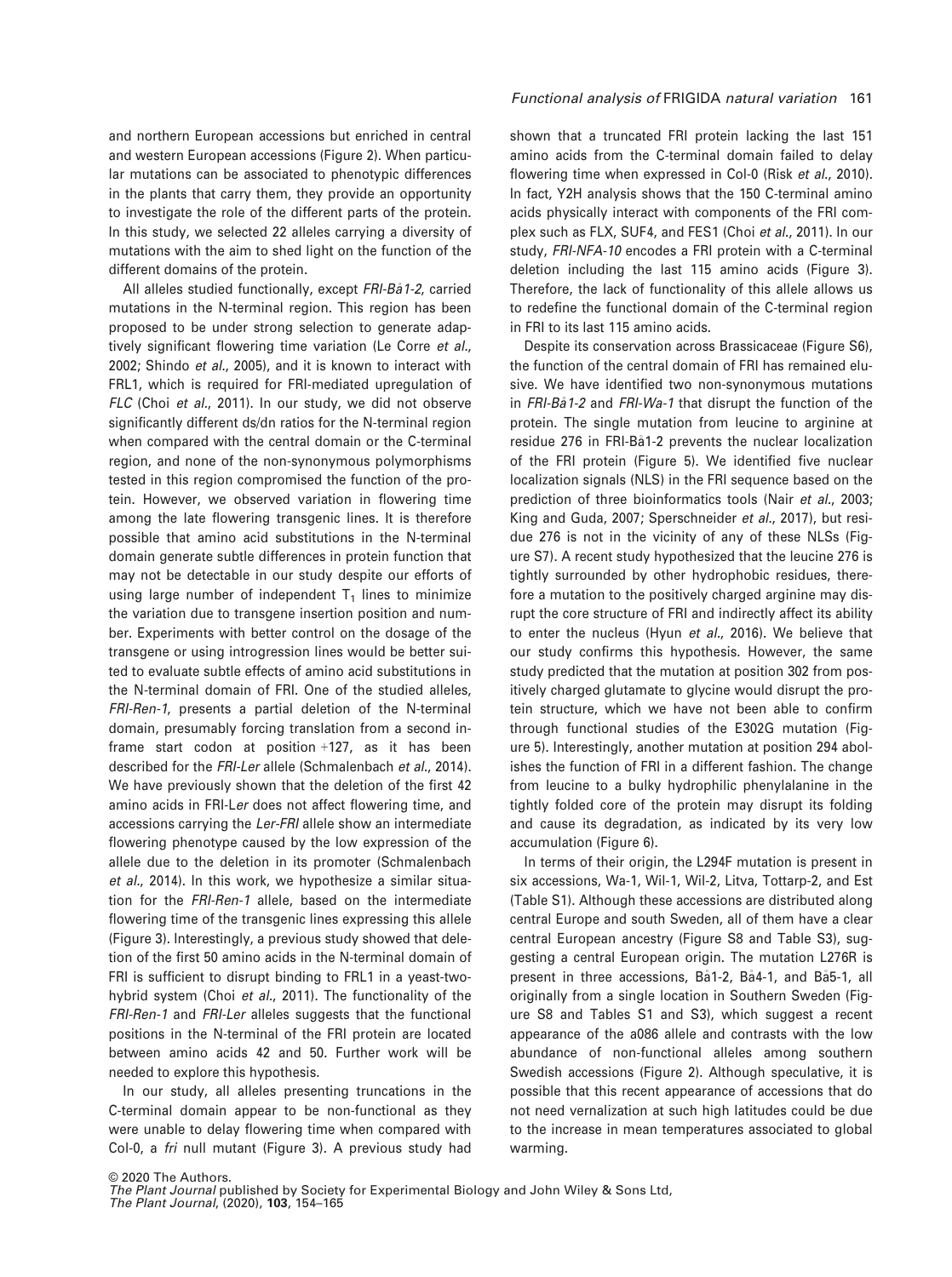and northern European accessions but enriched in central and western European accessions (Figure 2). When particular mutations can be associated to phenotypic differences in the plants that carry them, they provide an opportunity to investigate the role of the different parts of the protein. In this study, we selected 22 alleles carrying a diversity of mutations with the aim to shed light on the function of the different domains of the protein.

All alleles studied functionally, except *FRI-Bå1-2*, carried mutations in the N-terminal region. This region has been proposed to be under strong selection to generate adaptively significant flowering time variation (Le Corre *et al.*, 2002; Shindo *et al.*, 2005), and it is known to interact with FRL1, which is required for FRI-mediated upregulation of *FLC* (Choi *et al.*, 2011). In our study, we did not observe significantly different ds/dn ratios for the N-terminal region when compared with the central domain or the C-terminal region, and none of the non-synonymous polymorphisms tested in this region compromised the function of the protein. However, we observed variation in flowering time among the late flowering transgenic lines. It is therefore possible that amino acid substitutions in the N-terminal domain generate subtle differences in protein function that may not be detectable in our study despite our efforts of using large number of independent $T_1$ lines to minimize the variation due to transgene insertion position and number. Experiments with better control on the dosage of the transgene or using introgression lines would be better suited to evaluate subtle effects of amino acid substitutions in the N-terminal domain of FRI. One of the studied alleles, *FRI-Ren-1*, presents a partial deletion of the N-terminal domain, presumably forcing translation from a second in-frame start codon at position +127, as it has been described for the *FRI-Ler* allele (Schmalenbach *et al.*, 2014). We have previously shown that the deletion of the first 42 amino acids in FRI-L*er* does not affect flowering time, and accessions carrying the *Ler-FRI* allele show an intermediate flowering phenotype caused by the low expression of the allele due to the deletion in its promoter (Schmalenbach *et al.*, 2014). In this work, we hypothesize a similar situation for the *FRI-Ren-1* allele, based on the intermediate flowering time of the transgenic lines expressing this allele (Figure 3). Interestingly, a previous study showed that deletion of the first 50 amino acids in the N-terminal domain of FRI is sufficient to disrupt binding to FRL1 in a yeast-two-hybrid system (Choi *et al.*, 2011). The functionality of the *FRI-Ren-1* and *FRI-Ler* alleles suggests that the functional positions in the N-terminal of the FRI protein are located between amino acids 42 and 50. Further work will be needed to explore this hypothesis.

In our study, all alleles presenting truncations in the C-terminal domain appear to be non-functional as they were unable to delay flowering time when compared with Col-0, a *fri* null mutant (Figure 3). A previous study had shown that a truncated FRI protein lacking the last 151 amino acids from the C-terminal domain failed to delay flowering time when expressed in Col-0 (Risk *et al.*, 2010). In fact, Y2H analysis shows that the 150 C-terminal amino acids physically interact with components of the FRI complex such as FLX, SUF4, and FES1 (Choi *et al.*, 2011). In our study, *FRI-NFA-10* encodes a FRI protein with a C-terminal deletion including the last 115 amino acids (Figure 3). Therefore, the lack of functionality of this allele allows us to redefine the functional domain of the C-terminal region in FRI to its last 115 amino acids.

Despite its conservation across Brassicaceae (Figure S6), the function of the central domain of FRI has remained elusive. We have identified two non-synonymous mutations in *FRI-Bå1-2* and *FRI-Wa-1* that disrupt the function of the protein. The single mutation from leucine to arginine at residue 276 in FRI-Bå1-2 prevents the nuclear localization of the FRI protein (Figure 5). We identified five nuclear localization signals (NLS) in the FRI sequence based on the prediction of three bioinformatics tools (Nair *et al.*, 2003; King and Guda, 2007; Sperschneider *et al.*, 2017), but residue 276 is not in the vicinity of any of these NLSs (Figure S7). A recent study hypothesized that the leucine 276 is tightly surrounded by other hydrophobic residues, therefore a mutation to the positively charged arginine may disrupt the core structure of FRI and indirectly affect its ability to enter the nucleus (Hyun *et al.*, 2016). We believe that our study confirms this hypothesis. However, the same study predicted that the mutation at position 302 from positively charged glutamate to glycine would disrupt the protein structure, which we have not been able to confirm through functional studies of the E302G mutation (Figure 5). Interestingly, another mutation at position 294 abolishes the function of FRI in a different fashion. The change from leucine to a bulky hydrophilic phenylalanine in the tightly folded core of the protein may disrupt its folding and cause its degradation, as indicated by its very low accumulation (Figure 6).

In terms of their origin, the L294F mutation is present in six accessions, Wa-1, Wil-1, Wil-2, Litva, Tottarp-2, and Est (Table S1). Although these accessions are distributed along central Europe and south Sweden, all of them have a clear central European ancestry (Figure S8 and Table S3), suggesting a central European origin. The mutation L276R is present in three accessions, Bå1-2, Bå4-1, and Bå5-1, all originally from a single location in Southern Sweden (Figure S8 and Tables S1 and S3), which suggest a recent appearance of the a086 allele and contrasts with the low abundance of non-functional alleles among southern Swedish accessions (Figure 2). Although speculative, it is possible that this recent appearance of accessions that do not need vernalization at such high latitudes could be due to the increase in mean temperatures associated to global warming.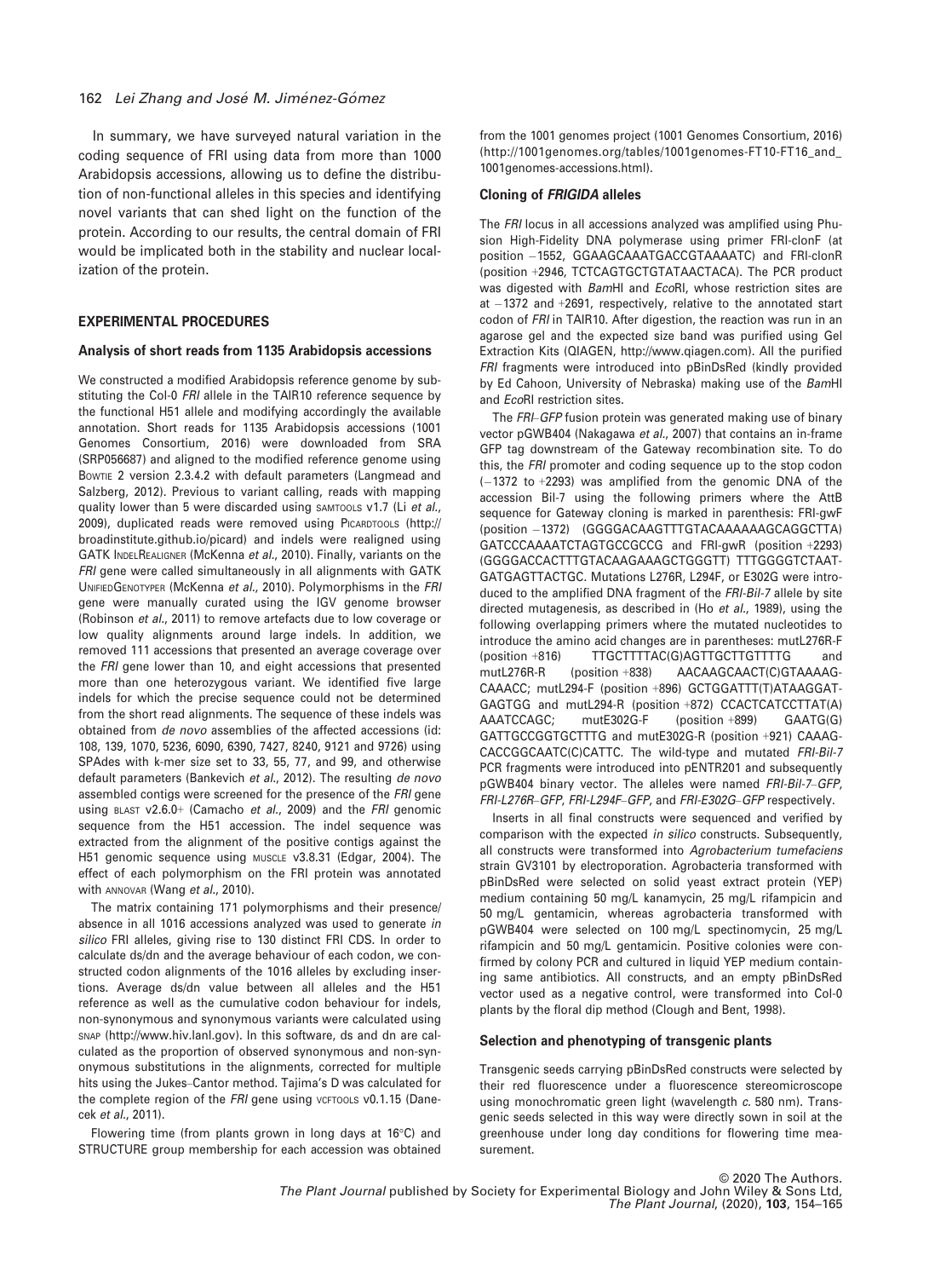In summary, we have surveyed natural variation in the coding sequence of FRI using data from more than 1000 Arabidopsis accessions, allowing us to define the distribution of non-functional alleles in this species and identifying novel variants that can shed light on the function of the protein. According to our results, the central domain of FRI would be implicated both in the stability and nuclear localization of the protein.

## EXPERIMENTAL PROCEDURES

### Analysis of short reads from 1135 Arabidopsis accessions

We constructed a modified Arabidopsis reference genome by substituting the Col-0 *FRI* allele in the TAIR10 reference sequence by the functional H51 allele and modifying accordingly the available annotation. Short reads for 1135 Arabidopsis accessions (1001 Genomes Consortium, 2016) were downloaded from SRA (SRP056687) and aligned to the modified reference genome using Bowtie 2 version 2.3.4.2 with default parameters (Langmead and Salzberg, 2012). Previous to variant calling, reads with mapping quality lower than 5 were discarded using samtools v1.7 (Li *et al.*, 2009), duplicated reads were removed using PicardTools (http://broadinstitute.github.io/picard) and indels were realigned using GATK IndelRealigner (McKenna *et al.*, 2010). Finally, variants on the *FRI* gene were called simultaneously in all alignments with GATK UnifiedGenotyper (McKenna *et al.*, 2010). Polymorphisms in the *FRI* gene were manually curated using the IGV genome browser (Robinson *et al.*, 2011) to remove artefacts due to low coverage or low quality alignments around large indels. In addition, we removed 111 accessions that presented an average coverage over the *FRI* gene lower than 10, and eight accessions that presented more than one heterozygous variant. We identified five large indels for which the precise sequence could not be determined from the short read alignments. The sequence of these indels was obtained from *de novo* assemblies of the affected accessions (id: 108, 139, 1070, 5236, 6090, 6390, 7427, 8240, 9121 and 9726) using SPAdes with k-mer size set to 33, 55, 77, and 99, and otherwise default parameters (Bankevich *et al.*, 2012). The resulting *de novo* assembled contigs were screened for the presence of the *FRI* gene using blast v2.6.0+ (Camacho *et al.*, 2009) and the *FRI* genomic sequence from the H51 accession. The indel sequence was extracted from the alignment of the positive contigs against the H51 genomic sequence using muscle v3.8.31 (Edgar, 2004). The effect of each polymorphism on the FRI protein was annotated with annovar (Wang *et al.*, 2010).

The matrix containing 171 polymorphisms and their presence/absence in all 1016 accessions analyzed was used to generate *in silico* FRI alleles, giving rise to 130 distinct FRI CDS. In order to calculate ds/dn and the average behaviour of each codon, we constructed codon alignments of the 1016 alleles by excluding insertions. Average ds/dn value between all alleles and the H51 reference as well as the cumulative codon behaviour for indels, non-synonymous and synonymous variants were calculated using snap (http://www.hiv.lanl.gov). In this software, ds and dn are calculated as the proportion of observed synonymous and non-synonymous substitutions in the alignments, corrected for multiple hits using the Jukes–Cantor method. Tajima's D was calculated for the complete region of the *FRI* gene using vcftools v0.1.15 (Danecek *et al.*, 2011).

Flowering time (from plants grown in long days at 16°C) and STRUCTURE group membership for each accession was obtained from the 1001 genomes project (1001 Genomes Consortium, 2016) (http://1001genomes.org/tables/1001genomes-FT10-FT16_and_1001genomes-accessions.html).

### Cloning of *FRIGIDA* alleles

The *FRI* locus in all accessions analyzed was amplified using Phusion High-Fidelity DNA polymerase using primer FRI-clonF (at position −1552, GGAAGCAAATGACCGTAAAATC) and FRI-clonR (position +2946, TCTCAGTGCTGTATAACTACA). The PCR product was digested with *Bam*HI and *Eco*RI, whose restriction sites are at −1372 and +2691, respectively, relative to the annotated start codon of *FRI* in TAIR10. After digestion, the reaction was run in an agarose gel and the expected size band was purified using Gel Extraction Kits (QIAGEN, http://www.qiagen.com). All the purified *FRI* fragments were introduced into pBinDsRed (kindly provided by Ed Cahoon, University of Nebraska) making use of the *Bam*HI and *Eco*RI restriction sites.

The *FRI–GFP* fusion protein was generated making use of binary vector pGWB404 (Nakagawa *et al.*, 2007) that contains an in-frame GFP tag downstream of the Gateway recombination site. To do this, the *FRI* promoter and coding sequence up to the stop codon (−1372 to +2293) was amplified from the genomic DNA of the accession Bil-7 using the following primers where the AttB sequence for Gateway cloning is marked in parenthesis: FRI-gwF (position −1372) (GGGGACAAGTTTGTACAAAAAAGCAGGCTTA) GATCCCAAAATCTAGTGCCGCCG and FRI-gwR (position +2293) (GGGGACCACTTTGTACAAGAAAGCTGGGTT) TTTGGGGTCTAATGATGAGTTACTGC. Mutations L276R, L294F, or E302G were introduced to the amplified DNA fragment of the *FRI-Bil-7* allele by site directed mutagenesis, as described in (Ho *et al.*, 1989), using the following overlapping primers where the mutated nucleotides to introduce the amino acid changes are in parentheses: mutL276R-F (position +816) TTGCTTTTAC(G)AGTTGCTTGTTTTG and mutL276R-R (position +838) AACAAGCAACT(C)GTAAAAGCAAACC; mutL294-F (position +896) GCTGGATTT(T)ATAAGGATGAGTGG and mutL294-R (position +872) CCACTCATCCTTAT(A)AAATCCAGC; mutE302G-F (position +899) GAATG(G)GATTGCCGGTGCTTTG and mutE302G-R (position +921) CAAAGCACCGGCAATC(C)CATTC. The wild-type and mutated *FRI-Bil-7* PCR fragments were introduced into pENTR201 and subsequently pGWB404 binary vector. The alleles were named *FRI-Bil-7–GFP*, *FRI-L276R–GFP*, *FRI-L294F–GFP*, and *FRI-E302G–GFP* respectively.

Inserts in all final constructs were sequenced and verified by comparison with the expected *in silico* constructs. Subsequently, all constructs were transformed into *Agrobacterium tumefaciens* strain GV3101 by electroporation. Agrobacteria transformed with pBinDsRed were selected on solid yeast extract protein (YEP) medium containing 50 mg/L kanamycin, 25 mg/L rifampicin and 50 mg/L gentamicin, whereas agrobacteria transformed with pGWB404 were selected on 100 mg/L spectinomycin, 25 mg/L rifampicin and 50 mg/L gentamicin. Positive colonies were confirmed by colony PCR and cultured in liquid YEP medium containing same antibiotics. All constructs, and an empty pBinDsRed vector used as a negative control, were transformed into Col-0 plants by the floral dip method (Clough and Bent, 1998).

### Selection and phenotyping of transgenic plants

Transgenic seeds carrying pBinDsRed constructs were selected by their red fluorescence under a fluorescence stereomicroscope using monochromatic green light (wavelength *c.* 580 nm). Transgenic seeds selected in this way were directly sown in soil at the greenhouse under long day conditions for flowering time measurement.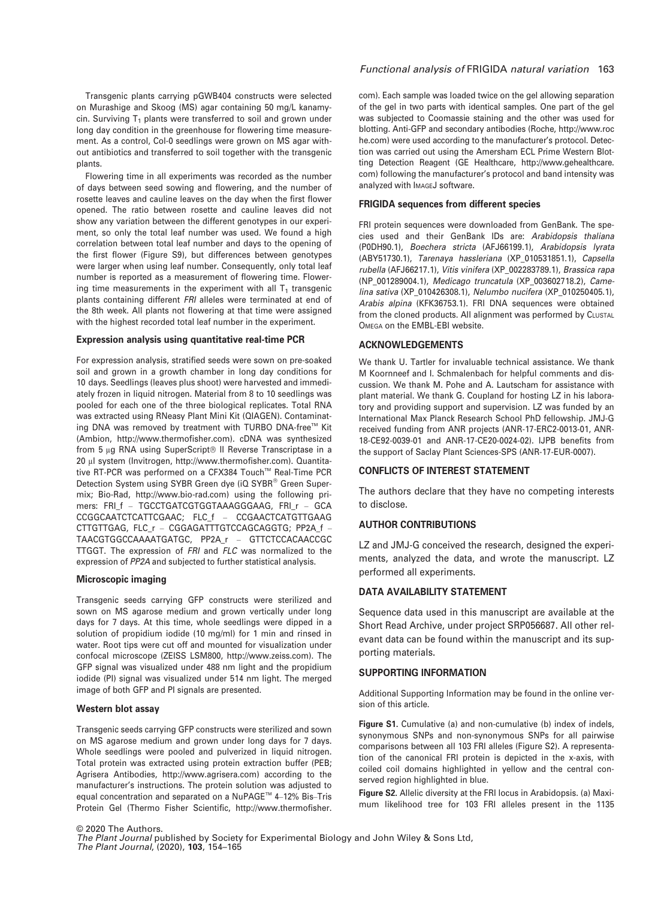Transgenic plants carrying pGWB404 constructs were selected on Murashige and Skoog (MS) agar containing 50 mg/L kanamycin. Surviving $T_1$ plants were transferred to soil and grown under long day condition in the greenhouse for flowering time measurement. As a control, Col-0 seedlings were grown on MS agar without antibiotics and transferred to soil together with the transgenic plants.

Flowering time in all experiments was recorded as the number of days between seed sowing and flowering, and the number of rosette leaves and cauline leaves on the day when the first flower opened. The ratio between rosette and cauline leaves did not show any variation between the different genotypes in our experiment, so only the total leaf number was used. We found a high correlation between total leaf number and days to the opening of the first flower (Figure S9), but differences between genotypes were larger when using leaf number. Consequently, only total leaf number is reported as a measurement of flowering time. Flowering time measurements in the experiment with all $T_1$ transgenic plants containing different *FRI* alleles were terminated at end of the 8th week. All plants not flowering at that time were assigned with the highest recorded total leaf number in the experiment.

### Expression analysis using quantitative real-time PCR

For expression analysis, stratified seeds were sown on pre-soaked soil and grown in a growth chamber in long day conditions for 10 days. Seedlings (leaves plus shoot) were harvested and immediately frozen in liquid nitrogen. Material from 8 to 10 seedlings was pooled for each one of the three biological replicates. Total RNA was extracted using RNeasy Plant Mini Kit (QIAGEN). Contaminating DNA was removed by treatment with TURBO DNA-free™ Kit (Ambion, http://www.thermofisher.com). cDNA was synthesized from 5 μg RNA using SuperScript® II Reverse Transcriptase in a 20 μl system (Invitrogen, http://www.thermofisher.com). Quantitative RT-PCR was performed on a CFX384 Touch™ Real-Time PCR Detection System using SYBR Green dye (iQ SYBR® Green Supermix; Bio-Rad, http://www.bio-rad.com) using the following primers: FRI_f – TGCCTGATCGTGGTAAAGGGAAG, FRI_r – GCACCGGCAATCTCATTCGAAC; FLC_f – CCGAACTCATGTTGAAGCTTGTTGAG, FLC_r – CGGAGATTTGTCCAGCAGGTG; PP2A_f – TAACGTGGCCAAAATGATGC, PP2A_r – GTTCTCCACAACCGCTTGGT. The expression of *FRI* and *FLC* was normalized to the expression of *PP2A* and subjected to further statistical analysis.

### Microscopic imaging

Transgenic seeds carrying GFP constructs were sterilized and sown on MS agarose medium and grown vertically under long days for 7 days. At this time, whole seedlings were dipped in a solution of propidium iodide (10 mg/ml) for 1 min and rinsed in water. Root tips were cut off and mounted for visualization under confocal microscope (ZEISS LSM800, http://www.zeiss.com). The GFP signal was visualized under 488 nm light and the propidium iodide (PI) signal was visualized under 514 nm light. The merged image of both GFP and PI signals are presented.

### Western blot assay

Transgenic seeds carrying GFP constructs were sterilized and sown on MS agarose medium and grown under long days for 7 days. Whole seedlings were pooled and pulverized in liquid nitrogen. Total protein was extracted using protein extraction buffer (PEB; Agrisera Antibodies, http://www.agrisera.com) according to the manufacturer's instructions. The protein solution was adjusted to equal concentration and separated on a NuPAGE™ 4–12% Bis–Tris Protein Gel (Thermo Fisher Scientific, http://www.thermofisher.com). Each sample was loaded twice on the gel allowing separation of the gel in two parts with identical samples. One part of the gel was subjected to Coomassie staining and the other was used for blotting. Anti-GFP and secondary antibodies (Roche, http://www.roche.com) were used according to the manufacturer's protocol. Detection was carried out using the Amersham ECL Prime Western Blotting Detection Reagent (GE Healthcare, http://www.gehealthcare.com) following the manufacturer's protocol and band intensity was analyzed with ImageJ software.

### FRIGIDA sequences from different species

FRI protein sequences were downloaded from GenBank. The species used and their GenBank IDs are: *Arabidopsis thaliana* (P0DH90.1), *Boechera stricta* (AFJ66199.1), *Arabidopsis lyrata* (ABY51730.1), *Tarenaya hassleriana* (XP_010531851.1), *Capsella rubella* (AFJ66217.1), *Vitis vinifera* (XP_002283789.1), *Brassica rapa* (NP_001289004.1), *Medicago truncatula* (XP_003602718.2), *Camelina sativa* (XP_010426308.1), *Nelumbo nucifera* (XP_010250405.1), *Arabis alpina* (KFK36753.1). FRI DNA sequences were obtained from the cloned products. All alignment was performed by Clustal Omega on the EMBL-EBI website.

## ACKNOWLEDGEMENTS

We thank U. Tartler for invaluable technical assistance. We thank M Koornneef and I. Schmalenbach for helpful comments and discussion. We thank M. Pohe and A. Lautscham for assistance with plant material. We thank G. Coupland for hosting LZ in his laboratory and providing support and supervision. LZ was funded by an International Max Planck Research School PhD fellowship. JMJ-G received funding from ANR projects (ANR-17-ERC2-0013-01, ANR-18-CE92-0039-01 and ANR-17-CE20-0024-02). IJPB benefits from the support of Saclay Plant Sciences-SPS (ANR-17-EUR-0007).

## CONFLICTS OF INTEREST STATEMENT

The authors declare that they have no competing interests to disclose.

## AUTHOR CONTRIBUTIONS

LZ and JMJ-G conceived the research, designed the experiments, analyzed the data, and wrote the manuscript. LZ performed all experiments.

## DATA AVAILABILITY STATEMENT

Sequence data used in this manuscript are available at the Short Read Archive, under project SRP056687. All other relevant data can be found within the manuscript and its supporting materials.

## SUPPORTING INFORMATION

Additional Supporting Information may be found in the online version of this article.

**Figure S1.** Cumulative (a) and non-cumulative (b) index of indels, synonymous SNPs and non-synonymous SNPs for all pairwise comparisons between all 103 FRI alleles (Figure S2). A representation of the canonical FRI protein is depicted in the x-axis, with coiled coil domains highlighted in yellow and the central conserved region highlighted in blue.

**Figure S2.** Allelic diversity at the FRI locus in Arabidopsis. (a) Maximum likelihood tree for 103 FRI alleles present in the 1135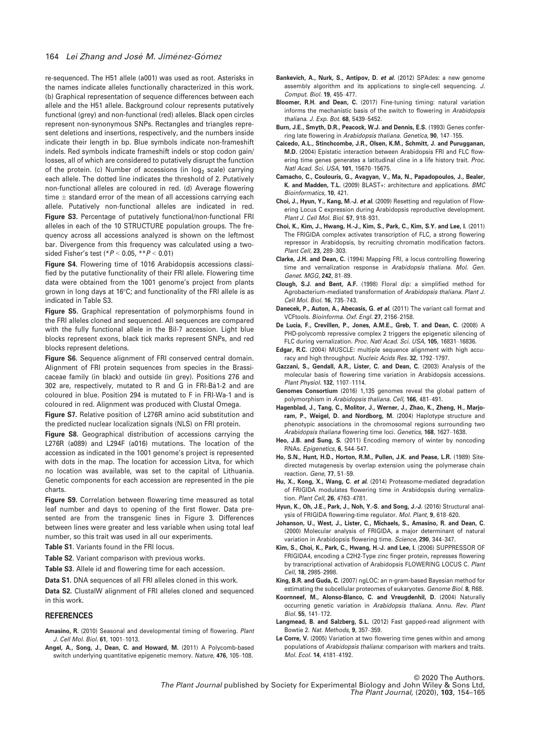re-sequenced. The H51 allele (a001) was used as root. Asterisks in the names indicate alleles functionally characterized in this work. (b) Graphical representation of sequence differences between each allele and the H51 allele. Background colour represents putatively functional (grey) and non-functional (red) alleles. Black open circles represent non-synonymous SNPs. Rectangles and triangles represent deletions and insertions, respectively, and the numbers inside indicate their length in bp. Blue symbols indicate non-frameshift indels. Red symbols indicate frameshift indels or stop codon gain/losses, all of which are considered to putatively disrupt the function of the protein. (c) Number of accessions (in $\log_2$ scale) carrying each allele. The dotted line indicates the threshold of 2. Putatively non-functional alleles are coloured in red. (d) Average flowering time ± standard error of the mean of all accessions carrying each allele. Putatively non-functional alleles are indicated in red.

**Figure S3.** Percentage of putatively functional/non-functional FRI alleles in each of the 10 STRUCTURE population groups. The frequency across all accessions analyzed is shown on the leftmost bar. Divergence from this frequency was calculated using a two-sided Fisher's test (*$P < 0.05$, **$P < 0.01$)

**Figure S4.** Flowering time of 1016 Arabidopsis accessions classified by the putative functionality of their FRI allele. Flowering time data were obtained from the 1001 genome's project from plants grown in long days at 16°C; and functionality of the FRI allele is as indicated in Table S3.

**Figure S5.** Graphical representation of polymorphisms found in the FRI alleles cloned and sequenced. All sequences are compared with the fully functional allele in the Bil-7 accession. Light blue blocks represent exons, black tick marks represent SNPs, and red blocks represent deletions.

**Figure S6.** Sequence alignment of FRI conserved central domain. Alignment of FRI protein sequences from species in the Brassicaceae family (in black) and outside (in grey). Positions 276 and 302 are, respectively, mutated to R and G in FRI-Bå1-2 and are coloured in blue. Position 294 is mutated to F in FRI-Wa-1 and is coloured in red. Alignment was produced with Clustal Omega.

**Figure S7.** Relative position of L276R amino acid substitution and the predicted nuclear localization signals (NLS) on FRI protein.

**Figure S8.** Geographical distribution of accessions carrying the L276R (a089) and L294F (a016) mutations. The location of the accession as indicated in the 1001 genome's project is represented with dots in the map. The location for accession Litva, for which no location was available, was set to the capital of Lithuania. Genetic components for each accession are represented in the pie charts.

**Figure S9.** Correlation between flowering time measured as total leaf number and days to opening of the first flower. Data presented are from the transgenic lines in Figure 3. Differences between lines were greater and less variable when using total leaf number, so this trait was used in all our experiments.

**Table S1**. Variants found in the FRI locus.

**Table S2**. Variant comparison with previous works.

**Table S3**. Allele id and flowering time for each accession.

**Data S1.** DNA sequences of all FRI alleles cloned in this work.

**Data S2.** ClustalW alignment of FRI alleles cloned and sequenced in this work.

## REFERENCES

**Amasino, R.** (2010) Seasonal and developmental timing of flowering. *Plant J. Cell Mol. Biol.* **61**, 1001–1013.

**Angel, A., Song, J., Dean, C. and Howard, M.** (2011) A Polycomb-based switch underlying quantitative epigenetic memory. *Nature*, **476**, 105–108.

**Bankevich, A., Nurk, S., Antipov, D. *et al.*** (2012) SPAdes: a new genome assembly algorithm and its applications to single-cell sequencing. *J. Comput. Biol.* **19**, 455–477.

**Bloomer, R.H. and Dean, C.** (2017) Fine-tuning timing: natural variation informs the mechanistic basis of the switch to flowering in *Arabidopsis thaliana*. *J. Exp. Bot.* **68**, 5439–5452.

**Burn, J.E., Smyth, D.R., Peacock, W.J. and Dennis, E.S.** (1993) Genes conferring late flowering in *Arabidopsis thaliana*. *Genetica*, **90**, 147–155.

**Caicedo, A.L., Stinchcombe, J.R., Olsen, K.M., Schmitt, J. and Purugganan, M.D.** (2004) Epistatic interaction between Arabidopsis FRI and FLC flowering time genes generates a latitudinal cline in a life history trait. *Proc. Natl Acad. Sci. USA*, **101**, 15670–15675.

**Camacho, C., Coulouris, G., Avagyan, V., Ma, N., Papadopoulos, J., Bealer, K. and Madden, T.L.** (2009) BLAST+: architecture and applications. *BMC Bioinformatics*, **10**, 421.

**Choi, J., Hyun, Y., Kang, M.-J. *et al.*** (2009) Resetting and regulation of Flowering Locus C expression during Arabidopsis reproductive development. *Plant J. Cell Mol. Biol.* **57**, 918–931.

**Choi, K., Kim, J., Hwang, H.-J., Kim, S., Park, C., Kim, S.Y. and Lee, I.** (2011) The FRIGIDA complex activates transcription of FLC, a strong flowering repressor in Arabidopsis, by recruiting chromatin modification factors. *Plant Cell*, **23**, 289–303.

**Clarke, J.H. and Dean, C.** (1994) Mapping FRI, a locus controlling flowering time and vernalization response in *Arabidopsis thaliana*. *Mol. Gen. Genet. MGG*, **242**, 81–89.

**Clough, S.J. and Bent, A.F.** (1998) Floral dip: a simplified method for Agrobacterium-mediated transformation of *Arabidopsis thaliana*. *Plant J. Cell Mol. Biol.* **16**, 735–743.

**Danecek, P., Auton, A., Abecasis, G. *et al.*** (2011) The variant call format and VCFtools. *Bioinforma. Oxf. Engl.* **27**, 2156–2158.

**De Lucia, F., Crevillen, P., Jones, A.M.E., Greb, T. and Dean, C.** (2008) A PHD-polycomb repressive complex 2 triggers the epigenetic silencing of FLC during vernalization. *Proc. Natl Acad. Sci. USA*, **105**, 16831–16836.

**Edgar, R.C.** (2004) MUSCLE: multiple sequence alignment with high accuracy and high throughput. *Nucleic Acids Res.* **32**, 1792–1797.

**Gazzani, S., Gendall, A.R., Lister, C. and Dean, C.** (2003) Analysis of the molecular basis of flowering time variation in Arabidopsis accessions. *Plant Physiol.* **132**, 1107–1114.

**Genomes Consortium** (2016) 1,135 genomes reveal the global pattern of polymorphism in *Arabidopsis thaliana*. *Cell*, **166**, 481–491.

**Hagenblad, J., Tang, C., Molitor, J., Werner, J., Zhao, K., Zheng, H., Marjoram, P., Weigel, D. and Nordborg, M.** (2004) Haplotype structure and phenotypic associations in the chromosomal regions surrounding two *Arabidopsis thaliana* flowering time loci. *Genetics*, **168**, 1627–1638.

**Heo, J.B. and Sung, S.** (2011) Encoding memory of winter by noncoding RNAs. *Epigenetics*, **6**, 544–547.

**Ho, S.N., Hunt, H.D., Horton, R.M., Pullen, J.K. and Pease, L.R.** (1989) Site-directed mutagenesis by overlap extension using the polymerase chain reaction. *Gene*, **77**, 51–59.

**Hu, X., Kong, X., Wang, C. *et al.*** (2014) Proteasome-mediated degradation of FRIGIDA modulates flowering time in Arabidopsis during vernalization. *Plant Cell*, **26**, 4763–4781.

**Hyun, K., Oh, J.E., Park, J., Noh, Y.-S. and Song, J.-J.** (2016) Structural analysis of FRIGIDA flowering-time regulator. *Mol. Plant*, **9**, 618–620.

**Johanson, U., West, J., Lister, C., Michaels, S., Amasino, R. and Dean, C.** (2000) Molecular analysis of FRIGIDA, a major determinant of natural variation in Arabidopsis flowering time. *Science*, **290**, 344–347.

**Kim, S., Choi, K., Park, C., Hwang, H.-J. and Lee, I.** (2006) SUPPRESSOR OF FRIGIDA4, encoding a C2H2-Type zinc finger protein, represses flowering by transcriptional activation of Arabidopsis FLOWERING LOCUS C. *Plant Cell*, **18**, 2985–2998.

**King, B.R. and Guda, C.** (2007) ngLOC: an n-gram-based Bayesian method for estimating the subcellular proteomes of eukaryotes. *Genome Biol.* **8**, R68.

**Koornneef, M., Alonso-Blanco, C. and Vreugdenhil, D.** (2004) Naturally occurring genetic variation in *Arabidopsis thaliana*. *Annu. Rev. Plant Biol.* **55**, 141–172.

**Langmead, B. and Salzberg, S.L.** (2012) Fast gapped-read alignment with Bowtie 2. *Nat. Methods*, **9**, 357–359.

**Le Corre, V.** (2005) Variation at two flowering time genes within and among populations of *Arabidopsis thaliana*: comparison with markers and traits. *Mol. Ecol.* **14**, 4181–4192.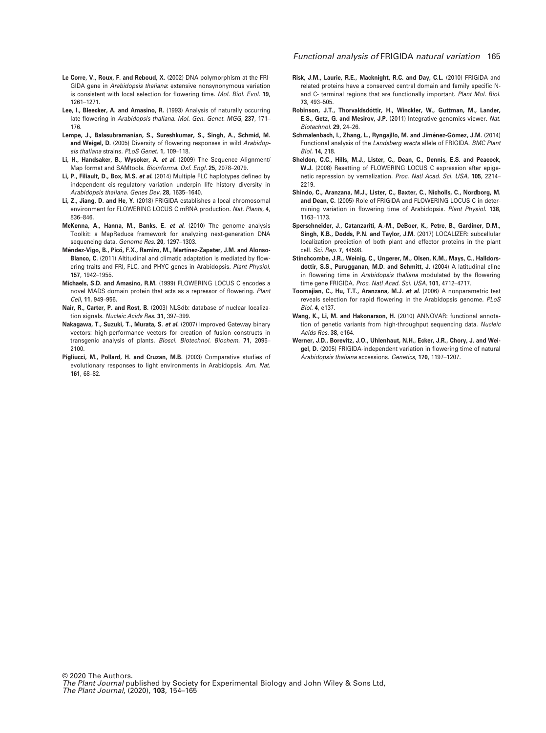**Le Corre, V., Roux, F. and Reboud, X.** (2002) DNA polymorphism at the FRIGIDA gene in *Arabidopsis thaliana*: extensive nonsynonymous variation is consistent with local selection for flowering time. *Mol. Biol. Evol.* **19**, 1261–1271.

**Lee, I., Bleecker, A. and Amasino, R.** (1993) Analysis of naturally occurring late flowering in *Arabidopsis thaliana*. *Mol. Gen. Genet. MGG*, **237**, 171–176.

**Lempe, J., Balasubramanian, S., Sureshkumar, S., Singh, A., Schmid, M. and Weigel, D.** (2005) Diversity of flowering responses in wild *Arabidopsis thaliana* strains. *PLoS Genet.* **1**, 109–118.

**Li, H., Handsaker, B., Wysoker, A. *et al.*** (2009) The Sequence Alignment/Map format and SAMtools. *Bioinforma. Oxf. Engl.* **25**, 2078–2079.

**Li, P., Filiault, D., Box, M.S. *et al.*** (2014) Multiple FLC haplotypes defined by independent cis-regulatory variation underpin life history diversity in *Arabidopsis thaliana*. *Genes Dev.* **28**, 1635–1640.

**Li, Z., Jiang, D. and He, Y.** (2018) FRIGIDA establishes a local chromosomal environment for FLOWERING LOCUS C mRNA production. *Nat. Plants*, **4**, 836–846.

**McKenna, A., Hanna, M., Banks, E. *et al.*** (2010) The genome analysis Toolkit: a MapReduce framework for analyzing next-generation DNA sequencing data. *Genome Res.* **20**, 1297–1303.

**Méndez-Vigo, B., Picó, F.X., Ramiro, M., Martínez-Zapater, J.M. and Alonso-Blanco, C.** (2011) Altitudinal and climatic adaptation is mediated by flowering traits and FRI, FLC, and PHYC genes in Arabidopsis. *Plant Physiol.* **157**, 1942–1955.

**Michaels, S.D. and Amasino, R.M.** (1999) FLOWERING LOCUS C encodes a novel MADS domain protein that acts as a repressor of flowering. *Plant Cell*, **11**, 949–956.

**Nair, R., Carter, P. and Rost, B.** (2003) NLSdb: database of nuclear localization signals. *Nucleic Acids Res.* **31**, 397–399.

**Nakagawa, T., Suzuki, T., Murata, S. *et al.*** (2007) Improved Gateway binary vectors: high-performance vectors for creation of fusion constructs in transgenic analysis of plants. *Biosci. Biotechnol. Biochem.* **71**, 2095–2100.

**Pigliucci, M., Pollard, H. and Cruzan, M.B.** (2003) Comparative studies of evolutionary responses to light environments in Arabidopsis. *Am. Nat.* **161**, 68–82.

**Risk, J.M., Laurie, R.E., Macknight, R.C. and Day, C.L.** (2010) FRIGIDA and related proteins have a conserved central domain and family specific N- and C- terminal regions that are functionally important. *Plant Mol. Biol.* **73**, 493–505.

**Robinson, J.T., Thorvaldsdóttir, H., Winckler, W., Guttman, M., Lander, E.S., Getz, G. and Mesirov, J.P.** (2011) Integrative genomics viewer. *Nat. Biotechnol.* **29**, 24–26.

**Schmalenbach, I., Zhang, L., Ryngajllo, M. and Jiménez-Gómez, J.M.** (2014) Functional analysis of the *Landsberg erecta* allele of FRIGIDA. *BMC Plant Biol.* **14**, 218.

**Sheldon, C.C., Hills, M.J., Lister, C., Dean, C., Dennis, E.S. and Peacock, W.J.** (2008) Resetting of FLOWERING LOCUS C expression after epigenetic repression by vernalization. *Proc. Natl Acad. Sci. USA*, **105**, 2214–2219.

**Shindo, C., Aranzana, M.J., Lister, C., Baxter, C., Nicholls, C., Nordborg, M. and Dean, C.** (2005) Role of FRIGIDA and FLOWERING LOCUS C in determining variation in flowering time of Arabidopsis. *Plant Physiol.* **138**, 1163–1173.

**Sperschneider, J., Catanzariti, A.-M., DeBoer, K., Petre, B., Gardiner, D.M., Singh, K.B., Dodds, P.N. and Taylor, J.M.** (2017) LOCALIZER: subcellular localization prediction of both plant and effector proteins in the plant cell. *Sci. Rep.* **7**, 44598.

**Stinchcombe, J.R., Weinig, C., Ungerer, M., Olsen, K.M., Mays, C., Halldorsdottir, S.S., Purugganan, M.D. and Schmitt, J.** (2004) A latitudinal cline in flowering time in *Arabidopsis thaliana* modulated by the flowering time gene FRIGIDA. *Proc. Natl Acad. Sci. USA*, **101**, 4712–4717.

**Toomajian, C., Hu, T.T., Aranzana, M.J. *et al.*** (2006) A nonparametric test reveals selection for rapid flowering in the Arabidopsis genome. *PLoS Biol.* **4**, e137.

**Wang, K., Li, M. and Hakonarson, H.** (2010) ANNOVAR: functional annotation of genetic variants from high-throughput sequencing data. *Nucleic Acids Res.* **38**, e164.

**Werner, J.D., Borevitz, J.O., Uhlenhaut, N.H., Ecker, J.R., Chory, J. and Weigel, D.** (2005) FRIGIDA-independent variation in flowering time of natural *Arabidopsis thaliana* accessions. *Genetics*, **170**, 1197–1207.